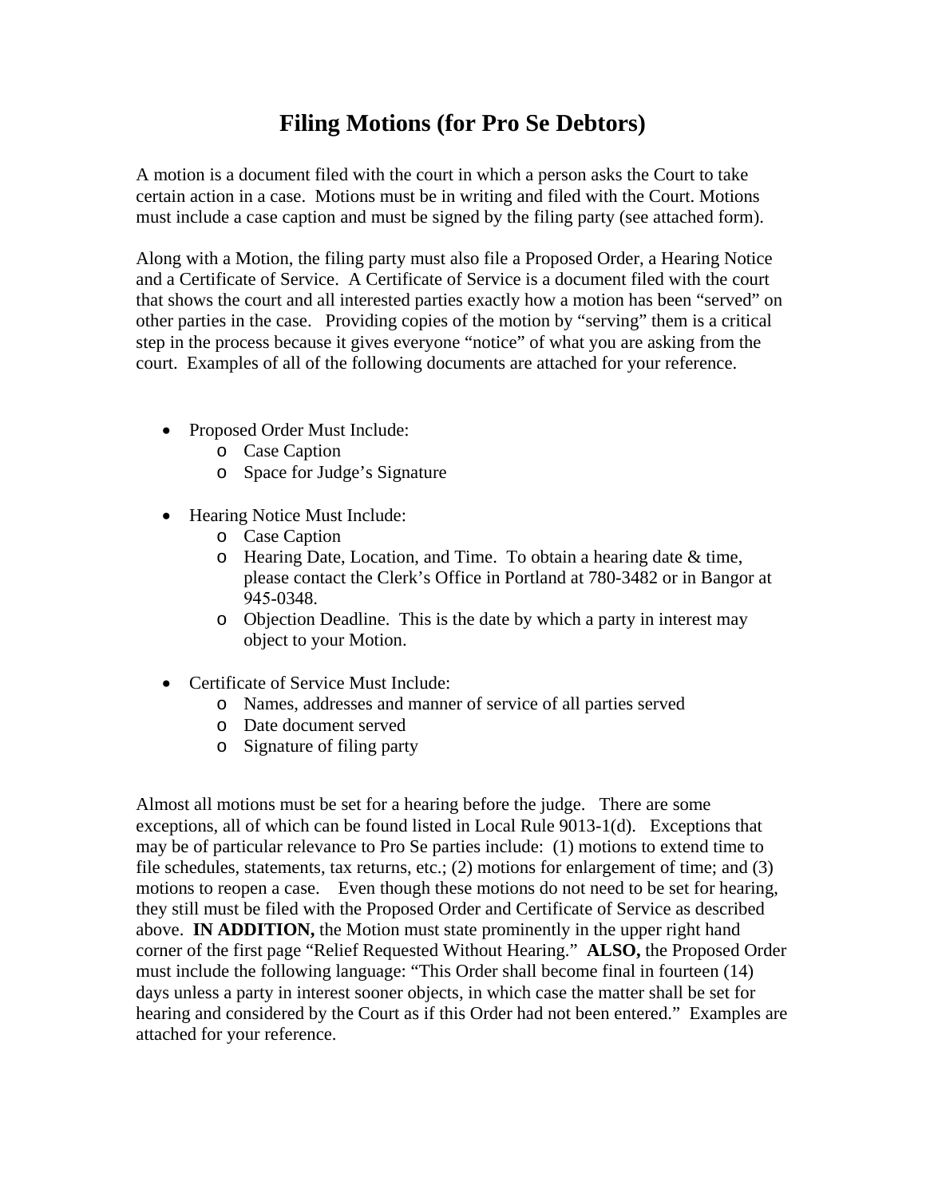# Filing Motions (for Pro Se Debtors)

A motion is a document filed with the court in which a person asks the Court to take certain action in a case. Motions must be in writing and filed with the Court. Motions must include a case caption and must be signed by the filing party (see attached form).

Along with a Motion, the filing party must also file a Proposed Order, a Hearing Notice and a Certificate of Service. A Certificate of Service is a document filed with the court that shows the court and all interested parties exactly how a motion has been "served" on other parties in the case. Providing copies of the motion by "serving" them is a critical step in the process because it gives everyone "notice" of what you are asking from the court. Examples of all of the following documents are attached for your reference.

- Proposed Order Must Include:
  - Case Caption
  - Space for Judge's Signature

- Hearing Notice Must Include:
  - Case Caption
  - Hearing Date, Location, and Time. To obtain a hearing date & time, please contact the Clerk's Office in Portland at 780-3482 or in Bangor at 945-0348.
  - Objection Deadline. This is the date by which a party in interest may object to your Motion.

- Certificate of Service Must Include:
  - Names, addresses and manner of service of all parties served
  - Date document served
  - Signature of filing party

Almost all motions must be set for a hearing before the judge. There are some exceptions, all of which can be found listed in Local Rule 9013-1(d). Exceptions that may be of particular relevance to Pro Se parties include: (1) motions to extend time to file schedules, statements, tax returns, etc.; (2) motions for enlargement of time; and (3) motions to reopen a case. Even though these motions do not need to be set for hearing, they still must be filed with the Proposed Order and Certificate of Service as described above. **IN ADDITION,** the Motion must state prominently in the upper right hand corner of the first page "Relief Requested Without Hearing." **ALSO,** the Proposed Order must include the following language: "This Order shall become final in fourteen (14) days unless a party in interest sooner objects, in which case the matter shall be set for hearing and considered by the Court as if this Order had not been entered." Examples are attached for your reference.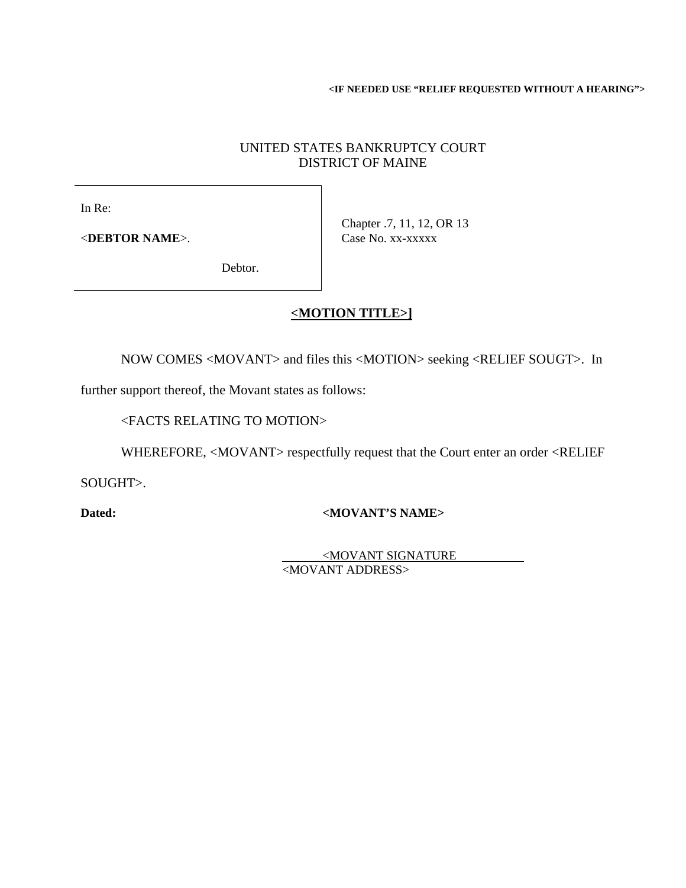**<IF NEEDED USE "RELIEF REQUESTED WITHOUT A HEARING">**

UNITED STATES BANKRUPTCY COURT
DISTRICT OF MAINE

| In Re:<br><br><**DEBTOR NAME**>.<br><br>Debtor. | Chapter .7, 11, 12, OR 13<br>Case No. xx-xxxxx |
|---|---|

**<MOTION TITLE>]**

NOW COMES <MOVANT> and files this <MOTION> seeking <RELIEF SOUGT>. In further support thereof, the Movant states as follows:

<FACTS RELATING TO MOTION>

WHEREFORE, <MOVANT> respectfully request that the Court enter an order <RELIEF SOUGHT>.

**Dated:** **<MOVANT'S NAME>**

<MOVANT SIGNATURE
<MOVANT ADDRESS>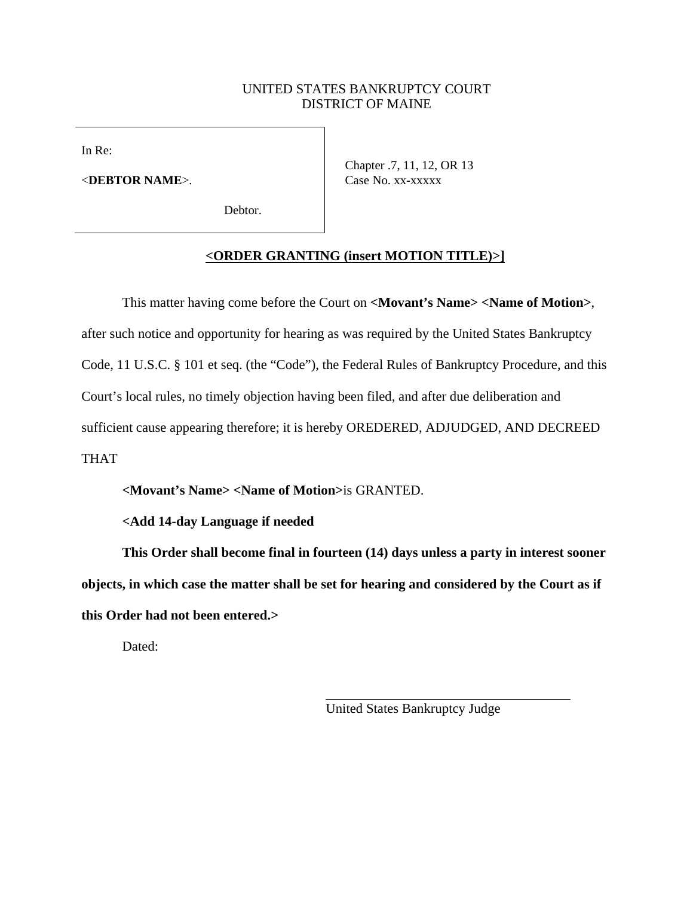UNITED STATES BANKRUPTCY COURT
DISTRICT OF MAINE

| In Re:<br><br><**DEBTOR NAME**>.<br><br>Debtor. | Chapter .7, 11, 12, OR 13<br>Case No. xx-xxxxx |
|---|---|

**<ORDER GRANTING (insert MOTION TITLE)>]**

This matter having come before the Court on **<Movant's Name> <Name of Motion>**, after such notice and opportunity for hearing as was required by the United States Bankruptcy Code, 11 U.S.C. § 101 et seq. (the "Code"), the Federal Rules of Bankruptcy Procedure, and this Court's local rules, no timely objection having been filed, and after due deliberation and sufficient cause appearing therefore; it is hereby OREDERED, ADJUDGED, AND DECREED THAT

**<Movant's Name> <Name of Motion>**is GRANTED.

**<Add 14-day Language if needed**

**This Order shall become final in fourteen (14) days unless a party in interest sooner objects, in which case the matter shall be set for hearing and considered by the Court as if this Order had not been entered.>**

Dated:

______________________________________
United States Bankruptcy Judge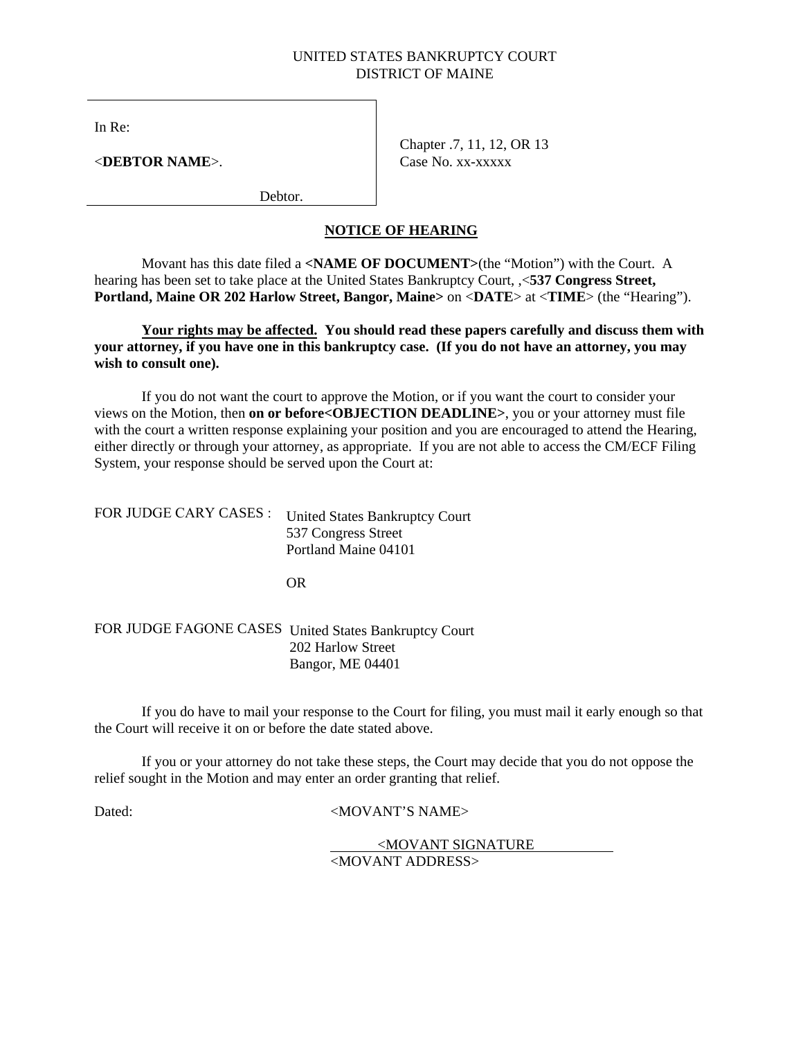UNITED STATES BANKRUPTCY COURT
DISTRICT OF MAINE

In Re:

<**DEBTOR NAME**>.

Debtor.

Chapter .7, 11, 12, OR 13
Case No. xx-xxxxx

**NOTICE OF HEARING**

Movant has this date filed a **<NAME OF DOCUMENT>**(the "Motion") with the Court. A hearing has been set to take place at the United States Bankruptcy Court, ,<**537 Congress Street, Portland, Maine OR 202 Harlow Street, Bangor, Maine>** on <**DATE**> at <**TIME**> (the "Hearing").

**Your rights may be affected. You should read these papers carefully and discuss them with your attorney, if you have one in this bankruptcy case. (If you do not have an attorney, you may wish to consult one).**

If you do not want the court to approve the Motion, or if you want the court to consider your views on the Motion, then **on or before<OBJECTION DEADLINE>**, you or your attorney must file with the court a written response explaining your position and you are encouraged to attend the Hearing, either directly or through your attorney, as appropriate. If you are not able to access the CM/ECF Filing System, your response should be served upon the Court at:

FOR JUDGE CARY CASES : United States Bankruptcy Court
537 Congress Street
Portland Maine 04101

OR

FOR JUDGE FAGONE CASES United States Bankruptcy Court
202 Harlow Street
Bangor, ME 04401

If you do have to mail your response to the Court for filing, you must mail it early enough so that the Court will receive it on or before the date stated above.

If you or your attorney do not take these steps, the Court may decide that you do not oppose the relief sought in the Motion and may enter an order granting that relief.

Dated: <MOVANT'S NAME>

<MOVANT SIGNATURE
<MOVANT ADDRESS>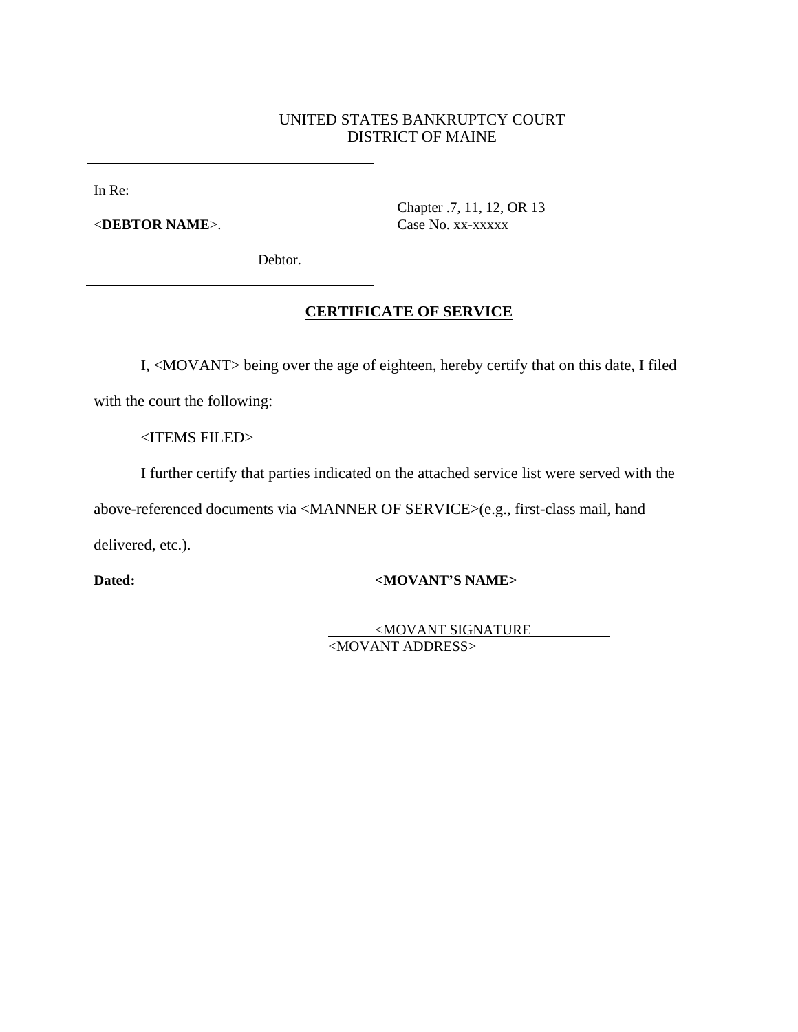UNITED STATES BANKRUPTCY COURT
DISTRICT OF MAINE

| | |
|---|---|
| In Re:<br><br><**DEBTOR NAME**>.<br><br>Debtor. | Chapter .7, 11, 12, OR 13<br>Case No. xx-xxxxx |

**CERTIFICATE OF SERVICE**

I, <MOVANT> being over the age of eighteen, hereby certify that on this date, I filed with the court the following:

<ITEMS FILED>

I further certify that parties indicated on the attached service list were served with the above-referenced documents via <MANNER OF SERVICE>(e.g., first-class mail, hand delivered, etc.).

**Dated:** **<MOVANT'S NAME>**

<MOVANT SIGNATURE
<MOVANT ADDRESS>